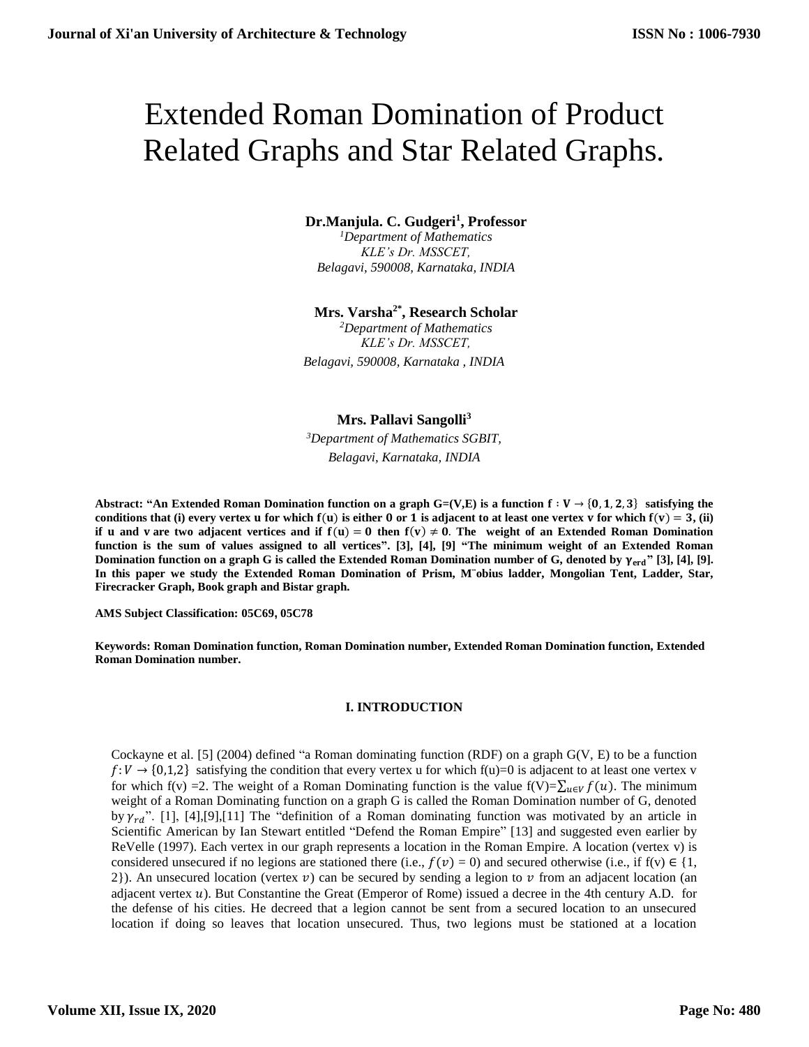# Extended Roman Domination of Product Related Graphs and Star Related Graphs.

**Dr.Manjula. C. Gudgeri[1], Professor**
*[1]Department of Mathematics*
*KLE's Dr. MSSCET,*
*Belagavi, 590008, Karnataka, INDIA*

**Mrs. Varsha[2*], Research Scholar**
*[2]Department of Mathematics*
*KLE's Dr. MSSCET,*
*Belagavi, 590008, Karnataka , INDIA*

**Mrs. Pallavi Sangolli[3]**
*[3]Department of Mathematics SGBIT,*
*Belagavi, Karnataka, INDIA*

**Abstract: "An Extended Roman Domination function on a graph G=(V,E) is a function $f : V \to \{0, 1, 2, 3\}$ satisfying the conditions that (i) every vertex u for which $f(u)$ is either 0 or 1 is adjacent to at least one vertex v for which $f(v) = 3$, (ii) if u and v are two adjacent vertices and if $f(u) = 0$ then $f(v) \neq 0$. The weight of an Extended Roman Domination function is the sum of values assigned to all vertices". [3], [4], [9] "The minimum weight of an Extended Roman Domination function on a graph G is called the Extended Roman Domination number of G, denoted by $\gamma_{erd}$" [3], [4], [9]. In this paper we study the Extended Roman Domination of Prism, M¨obius ladder, Mongolian Tent, Ladder, Star, Firecracker Graph, Book graph and Bistar graph.**

**AMS Subject Classification: 05C69, 05C78**

**Keywords: Roman Domination function, Roman Domination number, Extended Roman Domination function, Extended Roman Domination number.**

## I. INTRODUCTION

Cockayne et al. [5] (2004) defined "a Roman dominating function (RDF) on a graph G(V, E) to be a function $f: V \to \{0,1,2\}$ satisfying the condition that every vertex u for which f(u)=0 is adjacent to at least one vertex v for which f(v) =2. The weight of a Roman Dominating function is the value $f(V)=\sum_{u \in V} f(u)$. The minimum weight of a Roman Dominating function on a graph G is called the Roman Domination number of G, denoted by $\gamma_{rd}$". [1], [4],[9],[11] The "definition of a Roman dominating function was motivated by an article in Scientific American by Ian Stewart entitled "Defend the Roman Empire" [13] and suggested even earlier by ReVelle (1997). Each vertex in our graph represents a location in the Roman Empire. A location (vertex v) is considered unsecured if no legions are stationed there (i.e., $f(v) = 0$) and secured otherwise (i.e., if f(v) ∈ {1, 2}). An unsecured location (vertex $v$) can be secured by sending a legion to $v$ from an adjacent location (an adjacent vertex $u$). But Constantine the Great (Emperor of Rome) issued a decree in the 4th century A.D. for the defense of his cities. He decreed that a legion cannot be sent from a secured location to an unsecured location if doing so leaves that location unsecured. Thus, two legions must be stationed at a location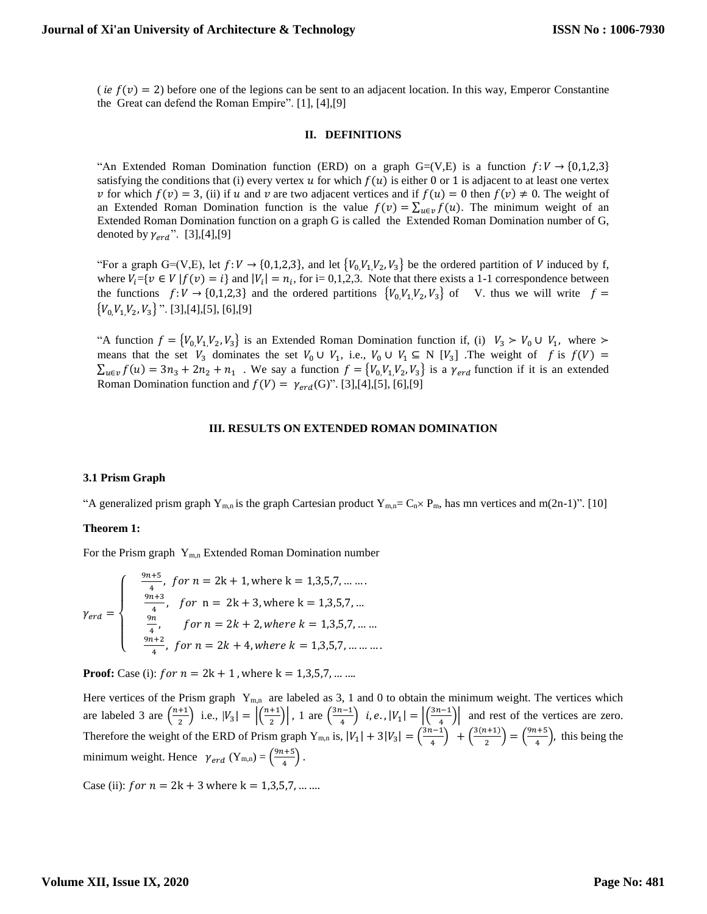( *ie* $f(v) = 2$) before one of the legions can be sent to an adjacent location. In this way, Emperor Constantine the Great can defend the Roman Empire". [1], [4],[9]

## II. DEFINITIONS

"An Extended Roman Domination function (ERD) on a graph G=(V,E) is a function $f: V \rightarrow \{0,1,2,3\}$ satisfying the conditions that (i) every vertex $u$ for which $f(u)$ is either 0 or 1 is adjacent to at least one vertex $v$ for which $f(v) = 3$, (ii) if $u$ and $v$ are two adjacent vertices and if $f(u) = 0$ then $f(v) \neq 0$. The weight of an Extended Roman Domination function is the value $f(v) = \sum_{u \in v} f(u)$. The minimum weight of an Extended Roman Domination function on a graph G is called the Extended Roman Domination number of G, denoted by $\gamma_{erd}$". [3],[4],[9]

"For a graph G=(V,E), let $f: V \rightarrow \{0,1,2,3\}$, and let $\{V_0, V_1, V_2, V_3\}$ be the ordered partition of $V$ induced by f, where $V_i = \{v \in V \mid f(v) = i\}$ and $|V_i| = n_i$, for i= 0,1,2,3. Note that there exists a 1-1 correspondence between the functions $f: V \rightarrow \{0,1,2,3\}$ and the ordered partitions $\{V_0, V_1, V_2, V_3\}$ of V. thus we will write $f = \{V_0, V_1, V_2, V_3\}$". [3],[4],[5], [6],[9]

"A function $f = \{V_0, V_1, V_2, V_3\}$ is an Extended Roman Domination function if, (i) $V_3 \succ V_0 \cup V_1$, where $\succ$ means that the set $V_3$ dominates the set $V_0 \cup V_1$, i.e., $V_0 \cup V_1 \subseteq$ N $[V_3]$ .The weight of $f$ is $f(V) = \sum_{u \in v} f(u) = 3n_3 + 2n_2 + n_1$ . We say a function $f = \{V_0, V_1, V_2, V_3\}$ is a $\gamma_{erd}$ function if it is an extended Roman Domination function and $f(V) = \gamma_{erd}$(G)". [3],[4],[5], [6],[9]

## III. RESULTS ON EXTENDED ROMAN DOMINATION

### 3.1 Prism Graph

"A generalized prism graph $Y_{m,n}$ is the graph Cartesian product $Y_{m,n} = C_n \times P_m$, has mn vertices and m(2n-1)". [10]

**Theorem 1:**

For the Prism graph $Y_{m,n}$ Extended Roman Domination number

$$\gamma_{erd} = \begin{cases} \frac{9n+5}{4}, \ for\ n = 2k+1, \text{where k} = 1,3,5,7, \ldots \ldots . \\ \frac{9n+3}{4}, \quad for \ \text{n} = 2\text{k}+3, \text{where k} = 1,3,5,7, \ldots \\ \frac{9n}{4}, \qquad for\ n = 2k+2, where\ k = 1,3,5,7, \ldots \ldots \\ \frac{9n+2}{4}, \ for\ n = 2k+4, where\ k = 1,3,5,7, \ldots \ldots \ldots . \end{cases}$$

**Proof:** Case (i): $for\ n = 2\text{k}+1$ , where k = 1,3,5,7, … ….

Here vertices of the Prism graph $Y_{m,n}$ are labeled as 3, 1 and 0 to obtain the minimum weight. The vertices which are labeled 3 are $\left(\frac{n+1}{2}\right)$ i.e., $|V_3| = \left|\left(\frac{n+1}{2}\right)\right|$, 1 are $\left(\frac{3n-1}{4}\right)$ $i,e., |V_1| = \left|\left(\frac{3n-1}{4}\right)\right|$ and rest of the vertices are zero. Therefore the weight of the ERD of Prism graph $Y_{m,n}$ is, $|V_1| + 3|V_3| = \left(\frac{3n-1}{4}\right) + \left(\frac{3(n+1)}{2}\right) = \left(\frac{9n+5}{4}\right)$, this being the minimum weight. Hence $\gamma_{erd}$ $(Y_{m,n}) = \left(\frac{9n+5}{4}\right)$.

Case (ii): $for\ n = 2\text{k}+3$ where k = 1,3,5,7, … ….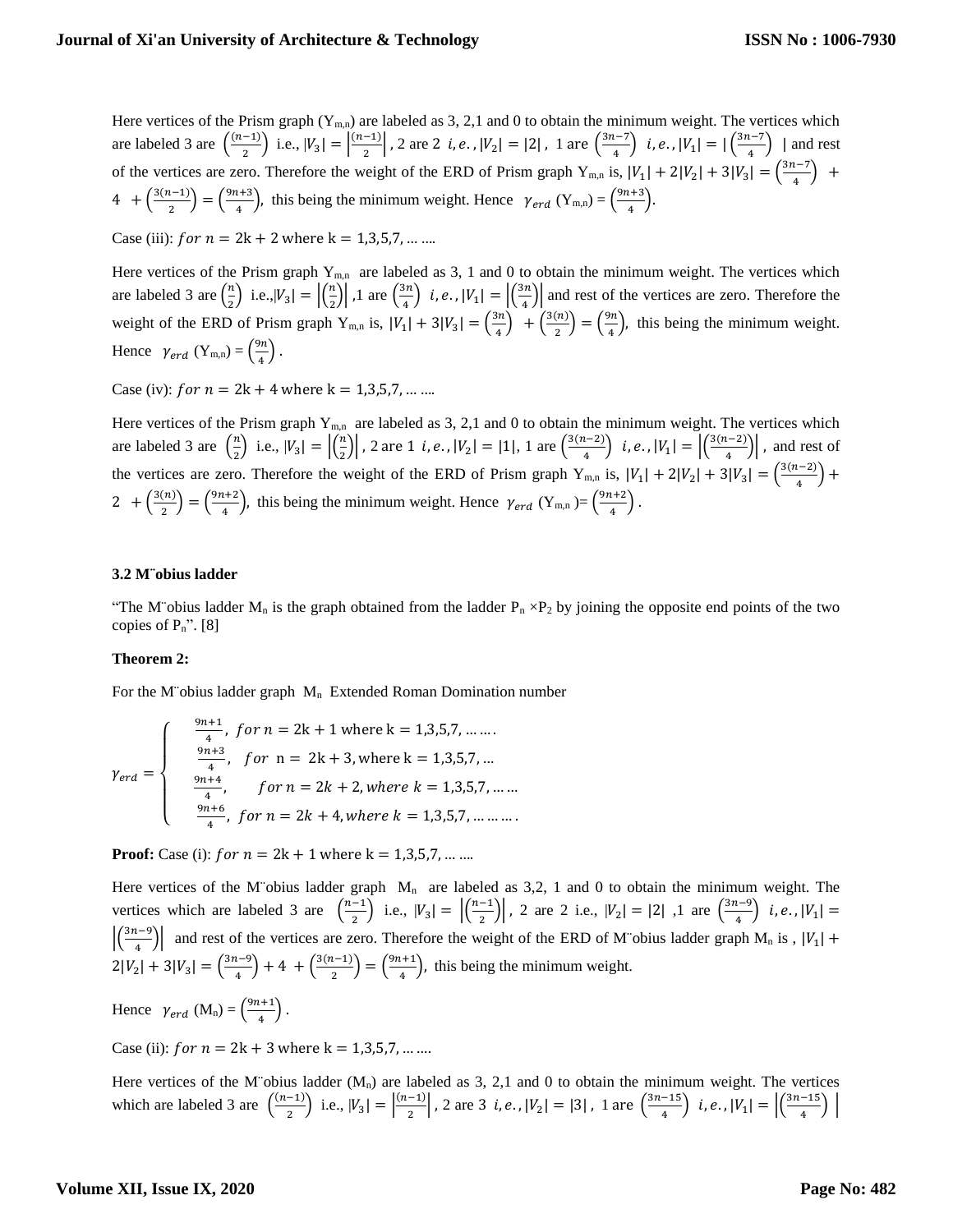Here vertices of the Prism graph ($Y_{m,n}$) are labeled as 3, 2,1 and 0 to obtain the minimum weight. The vertices which are labeled 3 are $\left(\frac{(n-1)}{2}\right)$ i.e., $|V_3| = \left|\frac{(n-1)}{2}\right|$, 2 are 2 $i,e.,|V_2| = |2|$, 1 are $\left(\frac{3n-7}{4}\right)$ $i,e.,|V_1| = |\left(\frac{3n-7}{4}\right)|$ and rest of the vertices are zero. Therefore the weight of the ERD of Prism graph $Y_{m,n}$ is, $|V_1| + 2|V_2| + 3|V_3| = \left(\frac{3n-7}{4}\right) + 4 + \left(\frac{3(n-1)}{2}\right) = \left(\frac{9n+3}{4}\right)$, this being the minimum weight. Hence $\gamma_{erd}$ ($Y_{m,n}$) = $\left(\frac{9n+3}{4}\right)$.

Case (iii): $for\ n = 2k + 2$ where $k = 1,3,5,7, \ldots ....$

Here vertices of the Prism graph $Y_{m,n}$ are labeled as 3, 1 and 0 to obtain the minimum weight. The vertices which are labeled 3 are $\left(\frac{n}{2}\right)$ i.e.,$|V_3| = \left|\left(\frac{n}{2}\right)\right|$ ,1 are $\left(\frac{3n}{4}\right)$ $i,e.,|V_1| = \left|\left(\frac{3n}{4}\right)\right|$ and rest of the vertices are zero. Therefore the weight of the ERD of Prism graph $Y_{m,n}$ is, $|V_1| + 3|V_3| = \left(\frac{3n}{4}\right) + \left(\frac{3(n)}{2}\right) = \left(\frac{9n}{4}\right)$, this being the minimum weight. Hence $\gamma_{erd}$ ($Y_{m,n}$) = $\left(\frac{9n}{4}\right)$.

Case (iv): $for\ n = 2k + 4$ where $k = 1,3,5,7, \ldots ....$

Here vertices of the Prism graph $Y_{m,n}$ are labeled as 3, 2,1 and 0 to obtain the minimum weight. The vertices which are labeled 3 are $\left(\frac{n}{2}\right)$ i.e., $|V_3| = \left|\left(\frac{n}{2}\right)\right|$, 2 are 1 $i,e.,|V_2| = |1|$, 1 are $\left(\frac{3(n-2)}{4}\right)$ $i,e.,|V_1| = \left|\left(\frac{3(n-2)}{4}\right)\right|$, and rest of the vertices are zero. Therefore the weight of the ERD of Prism graph $Y_{m,n}$ is, $|V_1| + 2|V_2| + 3|V_3| = \left(\frac{3(n-2)}{4}\right) + 2 + \left(\frac{3(n)}{2}\right) = \left(\frac{9n+2}{4}\right)$, this being the minimum weight. Hence $\gamma_{erd}$ ($Y_{m,n}$)= $\left(\frac{9n+2}{4}\right)$.

### 3.2 M¨obius ladder

"The M¨obius ladder $M_n$ is the graph obtained from the ladder $P_n \times P_2$ by joining the opposite end points of the two copies of $P_n$". [8]

**Theorem 2:**

For the M¨obius ladder graph $M_n$ Extended Roman Domination number

$$\gamma_{erd} = \begin{cases} \frac{9n+1}{4}, & for\ n = 2k+1 \text{ where } k = 1,3,5,7, \ldots .... \\ \frac{9n+3}{4}, & for\ n = 2k+3, \text{where } k = 1,3,5,7, \ldots \\ \frac{9n+4}{4}, & for\ n = 2k+2, where\ k = 1,3,5,7, \ldots \ldots \\ \frac{9n+6}{4}, & for\ n = 2k+4, where\ k = 1,3,5,7, \ldots \ldots .. \end{cases}$$

**Proof:** Case (i): $for\ n = 2k + 1$ where $k = 1,3,5,7, \ldots ....$

Here vertices of the M¨obius ladder graph $M_n$ are labeled as 3,2, 1 and 0 to obtain the minimum weight. The vertices which are labeled 3 are $\left(\frac{n-1}{2}\right)$ i.e., $|V_3| = \left|\left(\frac{n-1}{2}\right)\right|$, 2 are 2 i.e., $|V_2| = |2|$ ,1 are $\left(\frac{3n-9}{4}\right)$ $i,e.,|V_1| = \left|\left(\frac{3n-9}{4}\right)\right|$ and rest of the vertices are zero. Therefore the weight of the ERD of M¨obius ladder graph $M_n$ is , $|V_1| + 2|V_2| + 3|V_3| = \left(\frac{3n-9}{4}\right) + 4 + \left(\frac{3(n-1)}{2}\right) = \left(\frac{9n+1}{4}\right)$, this being the minimum weight.

Hence $\gamma_{erd}$ ($M_n$) = $\left(\frac{9n+1}{4}\right)$.

Case (ii): $for\ n = 2k + 3$ where $k = 1,3,5,7, \ldots .....$

Here vertices of the M¨obius ladder ($M_n$) are labeled as 3, 2,1 and 0 to obtain the minimum weight. The vertices which are labeled 3 are $\left(\frac{(n-1)}{2}\right)$ i.e., $|V_3| = \left|\frac{(n-1)}{2}\right|$, 2 are 3 $i,e.,|V_2| = |3|$, 1 are $\left(\frac{3n-15}{4}\right)$ $i,e.,|V_1| = \left|\left(\frac{3n-15}{4}\right)\right|$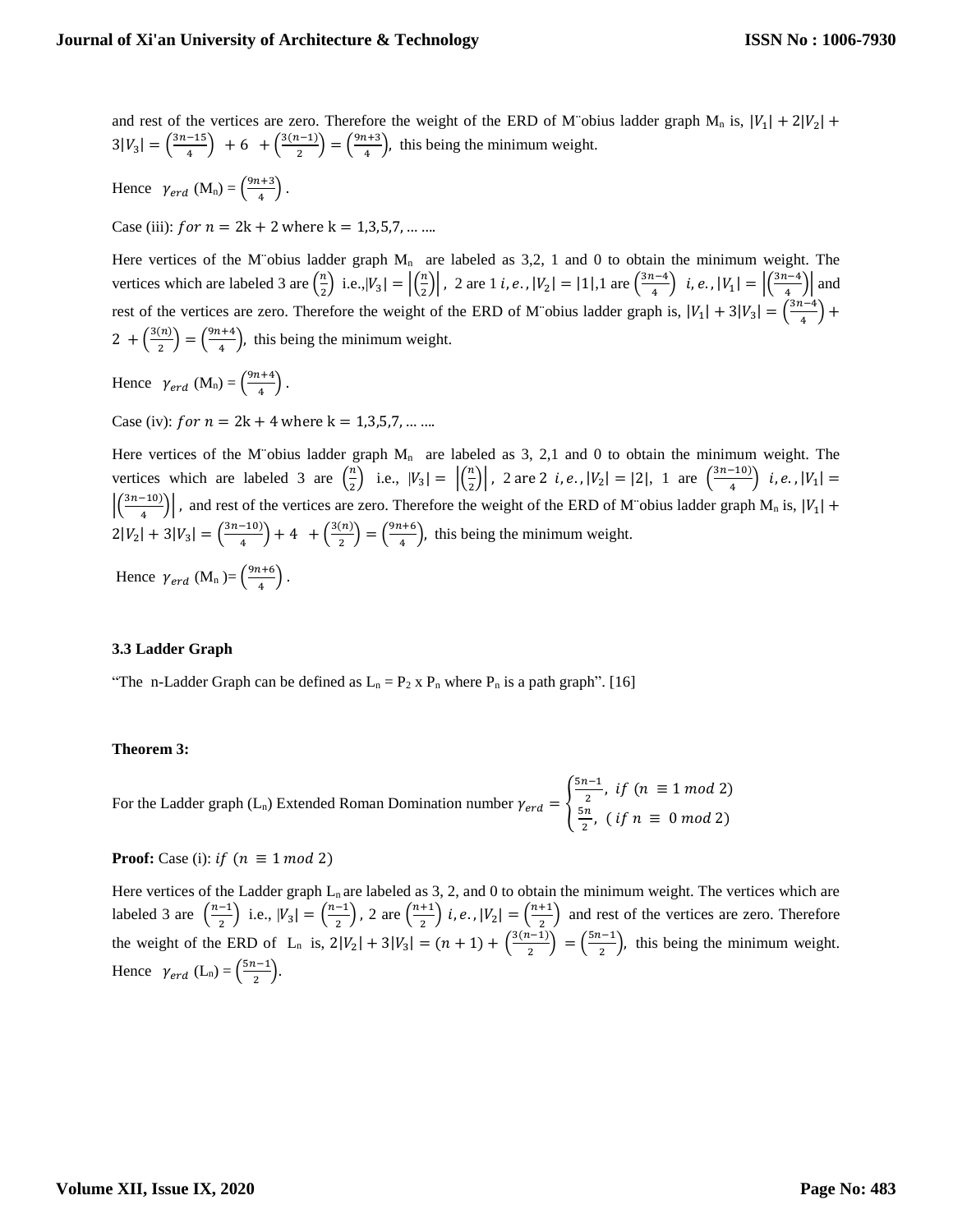and rest of the vertices are zero. Therefore the weight of the ERD of M¨obius ladder graph $M_n$ is, $|V_1| + 2|V_2| + 3|V_3| = \left(\frac{3n-15}{4}\right) + 6 + \left(\frac{3(n-1)}{2}\right) = \left(\frac{9n+3}{4}\right)$, this being the minimum weight.

Hence $\gamma_{erd}$ ($M_n$) = $\left(\frac{9n+3}{4}\right)$.

Case (iii): $for\ n = 2k + 2$ where $k = 1,3,5,7, \ldots ....$

Here vertices of the M¨obius ladder graph $M_n$ are labeled as 3,2, 1 and 0 to obtain the minimum weight. The vertices which are labeled 3 are $\left(\frac{n}{2}\right)$ i.e.,$|V_3| = \left|\left(\frac{n}{2}\right)\right|$, 2 are 1 $i, e., |V_2| = |1|$,1 are $\left(\frac{3n-4}{4}\right)$ $i, e., |V_1| = \left|\left(\frac{3n-4}{4}\right)\right|$ and rest of the vertices are zero. Therefore the weight of the ERD of M¨obius ladder graph is, $|V_1| + 3|V_3| = \left(\frac{3n-4}{4}\right) + 2 + \left(\frac{3(n)}{2}\right) = \left(\frac{9n+4}{4}\right)$, this being the minimum weight.

Hence $\gamma_{erd}$ ($M_n$) = $\left(\frac{9n+4}{4}\right)$.

Case (iv): $for\ n = 2k + 4$ where $k = 1,3,5,7, \ldots ....$

Here vertices of the M¨obius ladder graph $M_n$ are labeled as 3, 2,1 and 0 to obtain the minimum weight. The vertices which are labeled 3 are $\left(\frac{n}{2}\right)$ i.e., $|V_3| = \left|\left(\frac{n}{2}\right)\right|$, 2 are 2 $i, e., |V_2| = |2|$, 1 are $\left(\frac{3n-10)}{4}\right)$ $i, e., |V_1| = \left|\left(\frac{3n-10)}{4}\right)\right|$, and rest of the vertices are zero. Therefore the weight of the ERD of M¨obius ladder graph $M_n$ is, $|V_1| + 2|V_2| + 3|V_3| = \left(\frac{3n-10)}{4}\right) + 4 + \left(\frac{3(n)}{2}\right) = \left(\frac{9n+6}{4}\right)$, this being the minimum weight.

Hence $\gamma_{erd}$ ($M_n$ )= $\left(\frac{9n+6}{4}\right)$.

### 3.3 Ladder Graph

"The n-Ladder Graph can be defined as $L_n = P_2 \times P_n$ where $P_n$ is a path graph". [16]

**Theorem 3:**

For the Ladder graph ($L_n$) Extended Roman Domination number $\gamma_{erd} = \begin{cases} \frac{5n-1}{2}, \ if\ (n \equiv 1\ mod\ 2) \\ \frac{5n}{2}, \ (if\ n \equiv 0\ mod\ 2) \end{cases}$

**Proof:** Case (i): $if\ (n \equiv 1\ mod\ 2)$

Here vertices of the Ladder graph $L_n$ are labeled as 3, 2, and 0 to obtain the minimum weight. The vertices which are labeled 3 are $\left(\frac{n-1}{2}\right)$ i.e., $|V_3| = \left(\frac{n-1}{2}\right)$, 2 are $\left(\frac{n+1}{2}\right)$ $i, e., |V_2| = \left(\frac{n+1}{2}\right)$ and rest of the vertices are zero. Therefore the weight of the ERD of $L_n$ is, $2|V_2| + 3|V_3| = (n + 1) + \left(\frac{3(n-1)}{2}\right) = \left(\frac{5n-1}{2}\right)$, this being the minimum weight. Hence $\gamma_{erd}$ ($L_n$) = $\left(\frac{5n-1}{2}\right)$.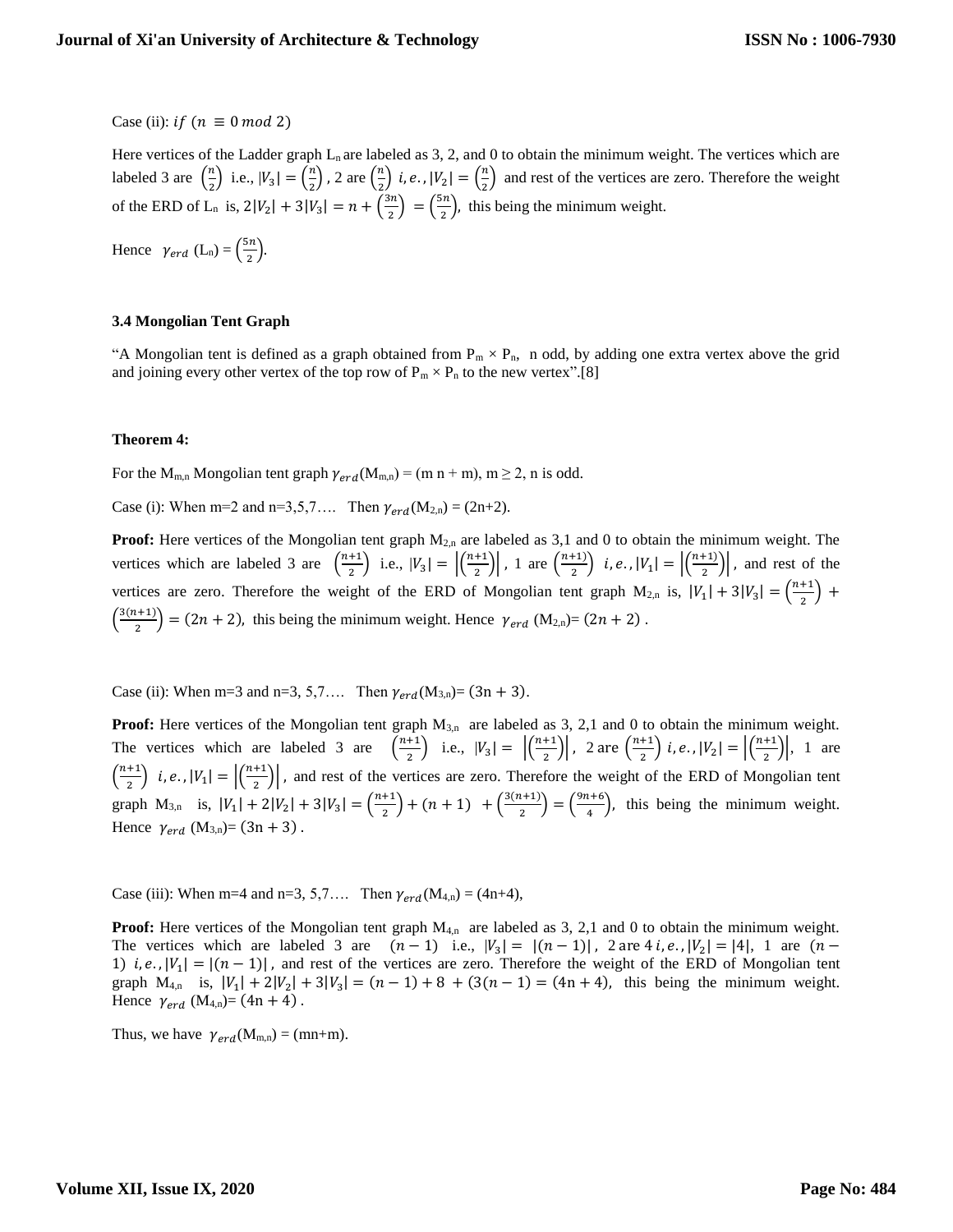Case (ii): $if\ (n \equiv 0\ mod\ 2)$

Here vertices of the Ladder graph $L_n$ are labeled as 3, 2, and 0 to obtain the minimum weight. The vertices which are labeled 3 are $\left(\frac{n}{2}\right)$ i.e., $|V_3| = \left(\frac{n}{2}\right)$, 2 are $\left(\frac{n}{2}\right)$ $i,e., |V_2| = \left(\frac{n}{2}\right)$ and rest of the vertices are zero. Therefore the weight of the ERD of $L_n$ is, $2|V_2| + 3|V_3| = n + \left(\frac{3n}{2}\right) = \left(\frac{5n}{2}\right)$, this being the minimum weight.

Hence $\gamma_{erd}$ ($L_n$) = $\left(\frac{5n}{2}\right)$.

### 3.4 Mongolian Tent Graph

"A Mongolian tent is defined as a graph obtained from $P_m \times P_n$, n odd, by adding one extra vertex above the grid and joining every other vertex of the top row of $P_m \times P_n$ to the new vertex".[8]

**Theorem 4:**

For the $M_{m,n}$ Mongolian tent graph $\gamma_{erd}(M_{m,n})$ = (m n + m), m ≥ 2, n is odd.

Case (i): When m=2 and n=3,5,7…. Then $\gamma_{erd}(M_{2,n})$ = (2n+2).

**Proof:** Here vertices of the Mongolian tent graph $M_{2,n}$ are labeled as 3,1 and 0 to obtain the minimum weight. The vertices which are labeled 3 are $\left(\frac{n+1}{2}\right)$ i.e., $|V_3| = \left|\left(\frac{n+1}{2}\right)\right|$, 1 are $\left(\frac{n+1)}{2}\right)$ $i,e., |V_1| = \left|\left(\frac{n+1)}{2}\right)\right|$, and rest of the vertices are zero. Therefore the weight of the ERD of Mongolian tent graph $M_{2,n}$ is, $|V_1| + 3|V_3| = \left(\frac{n+1}{2}\right) + \left(\frac{3(n+1)}{2}\right) = (2n+2)$, this being the minimum weight. Hence $\gamma_{erd}$ ($M_{2,n}$)= $(2n+2)$ .

Case (ii): When m=3 and n=3, 5,7…. Then $\gamma_{erd}(M_{3,n})$= $(3n+3)$.

**Proof:** Here vertices of the Mongolian tent graph $M_{3,n}$ are labeled as 3, 2,1 and 0 to obtain the minimum weight. The vertices which are labeled 3 are $\left(\frac{n+1}{2}\right)$ i.e., $|V_3| = \left|\left(\frac{n+1}{2}\right)\right|$, 2 are $\left(\frac{n+1}{2}\right)$ $i,e., |V_2| = \left|\left(\frac{n+1}{2}\right)\right|$, 1 are $\left(\frac{n+1}{2}\right)$ $i,e., |V_1| = \left|\left(\frac{n+1}{2}\right)\right|$, and rest of the vertices are zero. Therefore the weight of the ERD of Mongolian tent graph $M_{3,n}$ is, $|V_1| + 2|V_2| + 3|V_3| = \left(\frac{n+1}{2}\right) + (n+1) + \left(\frac{3(n+1)}{2}\right) = \left(\frac{9n+6}{4}\right)$, this being the minimum weight. Hence $\gamma_{erd}$ ($M_{3,n}$)= $(3n+3)$ .

Case (iii): When m=4 and n=3, 5,7…. Then $\gamma_{erd}(M_{4,n})$ = (4n+4),

**Proof:** Here vertices of the Mongolian tent graph $M_{4,n}$ are labeled as 3, 2,1 and 0 to obtain the minimum weight. The vertices which are labeled 3 are $(n-1)$ i.e., $|V_3| = |(n-1)|$, 2 are 4 $i,e., |V_2| = |4|$, 1 are $(n-1)$ $i,e., |V_1| = |(n-1)|$, and rest of the vertices are zero. Therefore the weight of the ERD of Mongolian tent graph $M_{4,n}$ is, $|V_1| + 2|V_2| + 3|V_3| = (n-1) + 8 + (3(n-1) = (4n+4)$, this being the minimum weight. Hence $\gamma_{erd}$ ($M_{4,n}$)= $(4n+4)$ .

Thus, we have $\gamma_{erd}(M_{m,n})$ = (mn+m).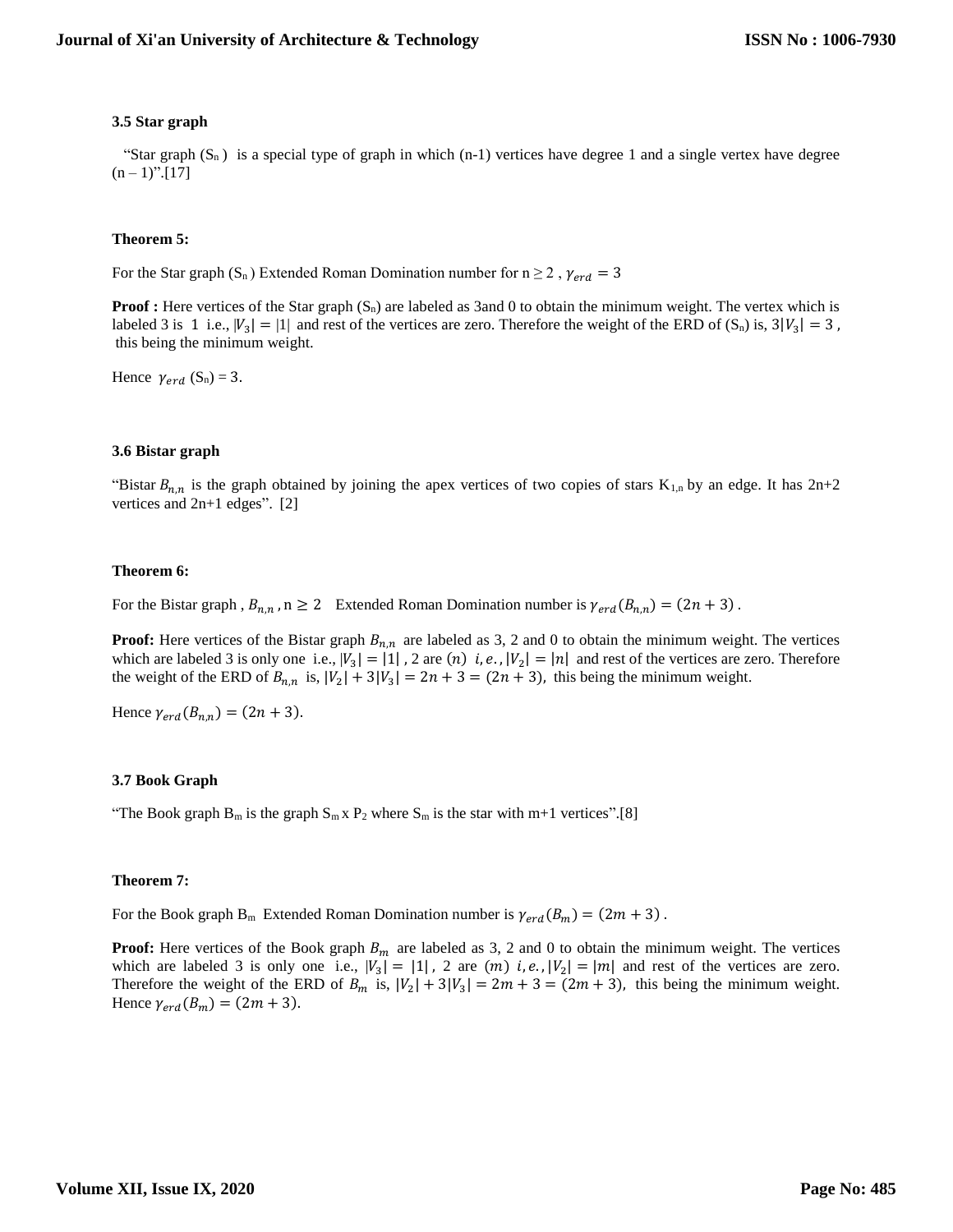### 3.5 Star graph

"Star graph ($S_n$) is a special type of graph in which (n-1) vertices have degree 1 and a single vertex have degree (n – 1)".[17]

**Theorem 5:**

For the Star graph ($S_n$) Extended Roman Domination number for n ≥ 2 , $\gamma_{erd} = 3$

**Proof :** Here vertices of the Star graph ($S_n$) are labeled as 3and 0 to obtain the minimum weight. The vertex which is labeled 3 is 1 i.e., $|V_3| = |1|$ and rest of the vertices are zero. Therefore the weight of the ERD of ($S_n$) is, $3|V_3| = 3$ , this being the minimum weight.

Hence $\gamma_{erd}$ ($S_n$) = 3.

### 3.6 Bistar graph

"Bistar $B_{n,n}$ is the graph obtained by joining the apex vertices of two copies of stars $K_{1,n}$ by an edge. It has 2n+2 vertices and 2n+1 edges". [2]

**Theorem 6:**

For the Bistar graph , $B_{n,n}$ , $n \geq 2$ Extended Roman Domination number is $\gamma_{erd}(B_{n,n}) = (2n + 3)$ .

**Proof:** Here vertices of the Bistar graph $B_{n,n}$ are labeled as 3, 2 and 0 to obtain the minimum weight. The vertices which are labeled 3 is only one i.e., $|V_3| = |1|$ , 2 are $(n)$ $i, e., |V_2| = |n|$ and rest of the vertices are zero. Therefore the weight of the ERD of $B_{n,n}$ is, $|V_2| + 3|V_3| = 2n + 3 = (2n + 3)$, this being the minimum weight.

Hence $\gamma_{erd}(B_{n,n}) = (2n + 3)$.

### 3.7 Book Graph

"The Book graph $B_m$ is the graph $S_m$ x $P_2$ where $S_m$ is the star with m+1 vertices".[8]

**Theorem 7:**

For the Book graph $B_m$ Extended Roman Domination number is $\gamma_{erd}(B_m) = (2m + 3)$ .

**Proof:** Here vertices of the Book graph $B_m$ are labeled as 3, 2 and 0 to obtain the minimum weight. The vertices which are labeled 3 is only one i.e., $|V_3| = |1|$ , 2 are $(m)$ $i, e., |V_2| = |m|$ and rest of the vertices are zero. Therefore the weight of the ERD of $B_m$ is, $|V_2| + 3|V_3| = 2m + 3 = (2m + 3)$, this being the minimum weight. Hence $\gamma_{erd}(B_m) = (2m + 3)$.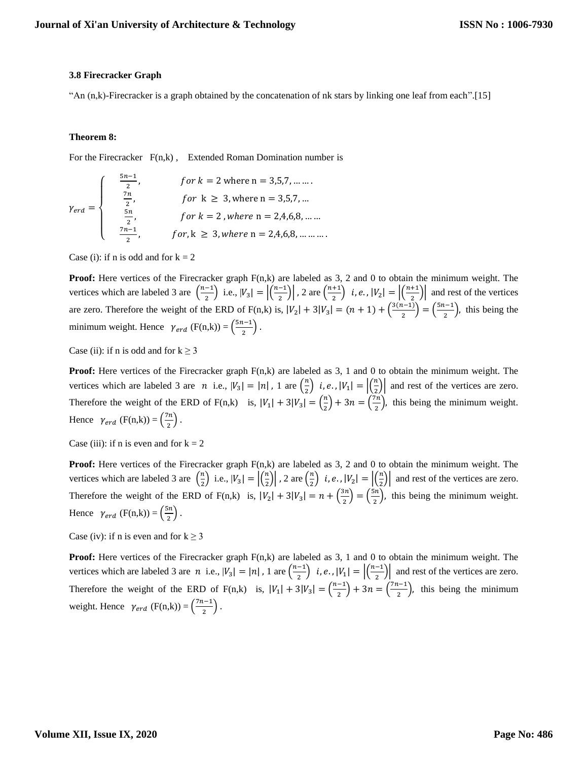### 3.8 Firecracker Graph

"An (n,k)-Firecracker is a graph obtained by the concatenation of nk stars by linking one leaf from each".[15]

**Theorem 8:**

For the Firecracker F(n,k), Extended Roman Domination number is

$$\gamma_{erd} = \begin{cases} \frac{5n-1}{2}, & for\ k = 2 \text{ where n} = 3,5,7, \ldots\ldots. \\ \frac{7n}{2}, & for\ \text{k} \geq 3, \text{where n} = 3,5,7, \ldots \\ \frac{5n}{2}, & for\ k = 2, where\ \text{n} = 2,4,6,8, \ldots\ldots \\ \frac{7n-1}{2}, & for, \text{k} \geq 3, where\ \text{n} = 2,4,6,8, \ldots\ldots\ldots. \end{cases}$$

Case (i): if n is odd and for k = 2

**Proof:** Here vertices of the Firecracker graph F(n,k) are labeled as 3, 2 and 0 to obtain the minimum weight. The vertices which are labeled 3 are $\left(\frac{n-1}{2}\right)$ i.e., $|V_3| = \left|\left(\frac{n-1}{2}\right)\right|$, 2 are $\left(\frac{n+1}{2}\right)$ $i, e., |V_2| = \left|\left(\frac{n+1}{2}\right)\right|$ and rest of the vertices are zero. Therefore the weight of the ERD of F(n,k) is, $|V_2| + 3|V_3| = (n+1) + \left(\frac{3(n-1)}{2}\right) = \left(\frac{5n-1}{2}\right)$, this being the minimum weight. Hence $\gamma_{erd}$ (F(n,k)) = $\left(\frac{5n-1}{2}\right)$.

Case (ii): if n is odd and for k ≥ 3

**Proof:** Here vertices of the Firecracker graph F(n,k) are labeled as 3, 1 and 0 to obtain the minimum weight. The vertices which are labeled 3 are $n$ i.e., $|V_3| = |n|$, 1 are $\left(\frac{n}{2}\right)$ $i, e., |V_1| = \left|\left(\frac{n}{2}\right)\right|$ and rest of the vertices are zero. Therefore the weight of the ERD of F(n,k) is, $|V_1| + 3|V_3| = \left(\frac{n}{2}\right) + 3n = \left(\frac{7n}{2}\right)$, this being the minimum weight. Hence $\gamma_{erd}$ (F(n,k)) = $\left(\frac{7n}{2}\right)$.

Case (iii): if n is even and for k = 2

**Proof:** Here vertices of the Firecracker graph F(n,k) are labeled as 3, 2 and 0 to obtain the minimum weight. The vertices which are labeled 3 are $\left(\frac{n}{2}\right)$ i.e., $|V_3| = \left|\left(\frac{n}{2}\right)\right|$, 2 are $\left(\frac{n}{2}\right)$ $i, e., |V_2| = \left|\left(\frac{n}{2}\right)\right|$ and rest of the vertices are zero. Therefore the weight of the ERD of F(n,k) is, $|V_2| + 3|V_3| = n + \left(\frac{3n}{2}\right) = \left(\frac{5n}{2}\right)$, this being the minimum weight. Hence $\gamma_{erd}$ (F(n,k)) = $\left(\frac{5n}{2}\right)$.

Case (iv): if n is even and for k ≥ 3

**Proof:** Here vertices of the Firecracker graph F(n,k) are labeled as 3, 1 and 0 to obtain the minimum weight. The vertices which are labeled 3 are $n$ i.e., $|V_3| = |n|$, 1 are $\left(\frac{n-1}{2}\right)$ $i, e., |V_1| = \left|\left(\frac{n-1}{2}\right)\right|$ and rest of the vertices are zero. Therefore the weight of the ERD of F(n,k) is, $|V_1| + 3|V_3| = \left(\frac{n-1}{2}\right) + 3n = \left(\frac{7n-1}{2}\right)$, this being the minimum weight. Hence $\gamma_{erd}$ (F(n,k)) = $\left(\frac{7n-1}{2}\right)$.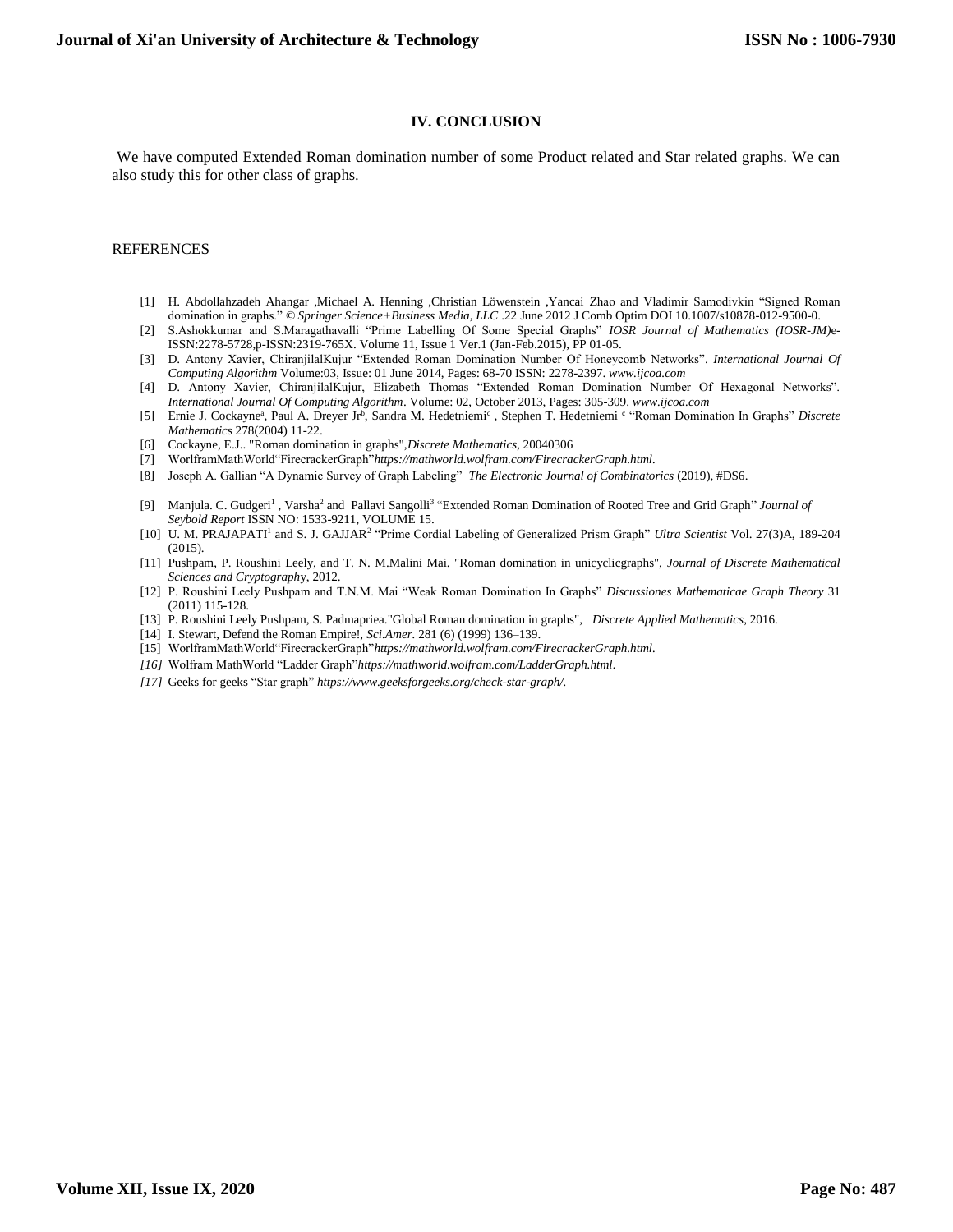## IV. CONCLUSION

We have computed Extended Roman domination number of some Product related and Star related graphs. We can also study this for other class of graphs.

## REFERENCES

[1] H. Abdollahzadeh Ahangar ,Michael A. Henning ,Christian Löwenstein ,Yancai Zhao and Vladimir Samodivkin "Signed Roman domination in graphs." *© Springer Science+Business Media, LLC* .22 June 2012 J Comb Optim DOI 10.1007/s10878-012-9500-0.

[2] S.Ashokkumar and S.Maragathavalli "Prime Labelling Of Some Special Graphs" *IOSR Journal of Mathematics (IOSR-JM)*e-ISSN:2278-5728,p-ISSN:2319-765X. Volume 11, Issue 1 Ver.1 (Jan-Feb.2015), PP 01-05.

[3] D. Antony Xavier, ChiranjilalKujur "Extended Roman Domination Number Of Honeycomb Networks". *International Journal Of Computing Algorithm* Volume:03, Issue: 01 June 2014, Pages: 68-70 ISSN: 2278-2397. *www.ijcoa.com*

[4] D. Antony Xavier, ChiranjilalKujur, Elizabeth Thomas "Extended Roman Domination Number Of Hexagonal Networks". *International Journal Of Computing Algorithm*. Volume: 02, October 2013, Pages: 305-309. *www.ijcoa.com*

[5] Ernie J. Cockayne[a], Paul A. Dreyer Jr[b], Sandra M. Hedetniemi[c] , Stephen T. Hedetniemi [c] "Roman Domination In Graphs" *Discrete Mathematics* 278(2004) 11-22.

[6] Cockayne, E.J.. "Roman domination in graphs",*Discrete Mathematics*, 20040306

[7] WorlframMathWorld"FirecrackerGraph"*https://mathworld.wolfram.com/FirecrackerGraph.html*.

[8] Joseph A. Gallian "A Dynamic Survey of Graph Labeling" *The Electronic Journal of Combinatorics* (2019), #DS6.

[9] Manjula. C. Gudgeri[1] , Varsha[2] and Pallavi Sangolli[3] "Extended Roman Domination of Rooted Tree and Grid Graph" *Journal of Seybold Report* ISSN NO: 1533-9211, VOLUME 15.

[10] U. M. PRAJAPATI[1] and S. J. GAJJAR[2] "Prime Cordial Labeling of Generalized Prism Graph" *Ultra Scientist* Vol. 27(3)A, 189-204 (2015).

[11] Pushpam, P. Roushini Leely, and T. N. M.Malini Mai. "Roman domination in unicyclicgraphs", *Journal of Discrete Mathematical Sciences and Cryptography*, 2012.

[12] P. Roushini Leely Pushpam and T.N.M. Mai "Weak Roman Domination In Graphs" *Discussiones Mathematicae Graph Theory* 31 (2011) 115-128.

[13] P. Roushini Leely Pushpam, S. Padmapriea."Global Roman domination in graphs", *Discrete Applied Mathematics*, 2016.

[14] I. Stewart, Defend the Roman Empire!, *Sci.Amer.* 281 (6) (1999) 136–139.

[15] WorlframMathWorld"FirecrackerGraph"*https://mathworld.wolfram.com/FirecrackerGraph.html*.

*[16]* Wolfram MathWorld "Ladder Graph"*https://mathworld.wolfram.com/LadderGraph.html*.

*[17]* Geeks for geeks "Star graph" *https://www.geeksforgeeks.org/check-star-graph/*.